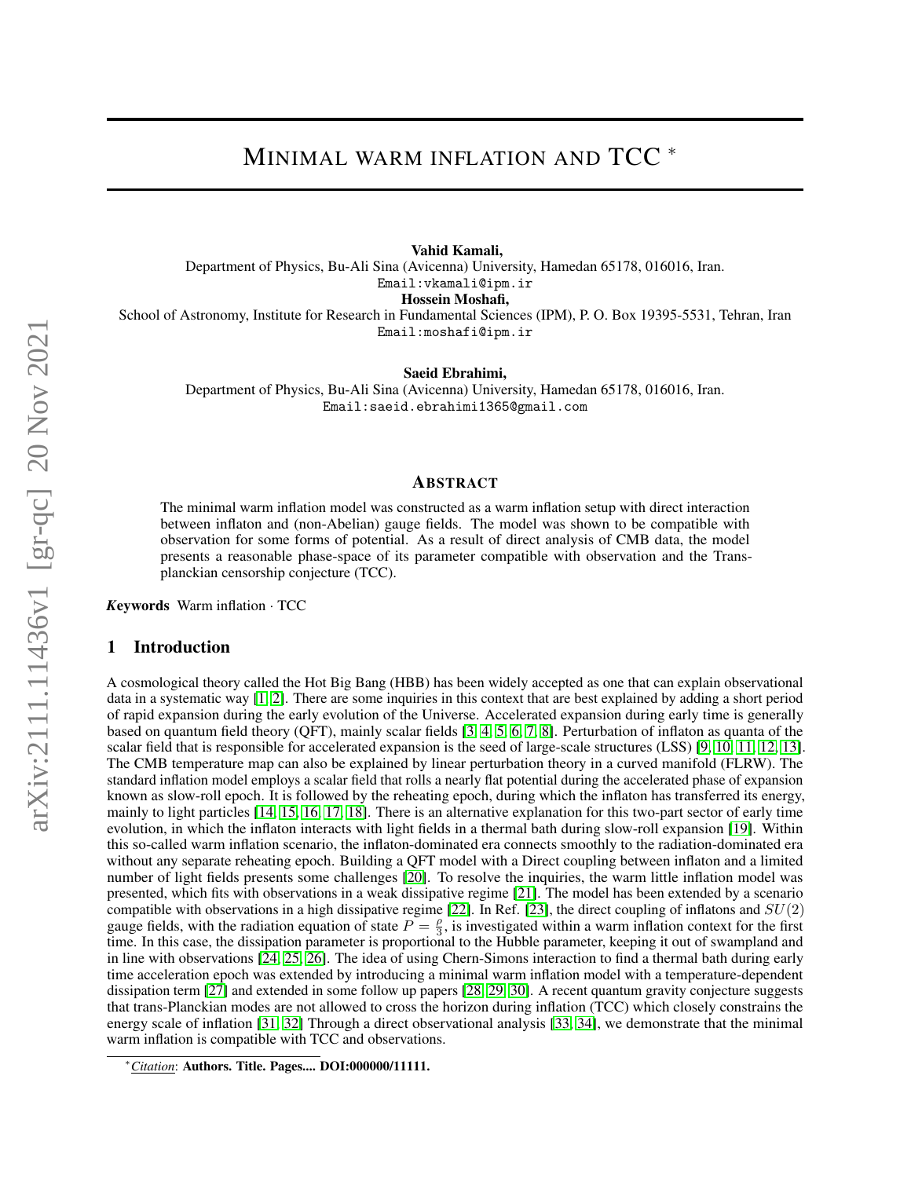# MINIMAL WARM INFLATION AND TCC *

**Vahid Kamali,**
Department of Physics, Bu-Ali Sina (Avicenna) University, Hamedan 65178, 016016, Iran.
Email:vkamali@ipm.ir

**Hossein Moshafi,**
School of Astronomy, Institute for Research in Fundamental Sciences (IPM), P. O. Box 19395-5531, Tehran, Iran
Email:moshafi@ipm.ir

**Saeid Ebrahimi,**
Department of Physics, Bu-Ali Sina (Avicenna) University, Hamedan 65178, 016016, Iran.
Email:saeid.ebrahimi1365@gmail.com

## ABSTRACT

The minimal warm inflation model was constructed as a warm inflation setup with direct interaction between inflaton and (non-Abelian) gauge fields. The model was shown to be compatible with observation for some forms of potential. As a result of direct analysis of CMB data, the model presents a reasonable phase-space of its parameter compatible with observation and the Trans-planckian censorship conjecture (TCC).

***K*eywords** Warm inflation · TCC

## 1 Introduction

A cosmological theory called the Hot Big Bang (HBB) has been widely accepted as one that can explain observational data in a systematic way [1, 2]. There are some inquiries in this context that are best explained by adding a short period of rapid expansion during the early evolution of the Universe. Accelerated expansion during early time is generally based on quantum field theory (QFT), mainly scalar fields [3, 4, 5, 6, 7, 8]. Perturbation of inflaton as quanta of the scalar field that is responsible for accelerated expansion is the seed of large-scale structures (LSS) [9, 10, 11, 12, 13]. The CMB temperature map can also be explained by linear perturbation theory in a curved manifold (FLRW). The standard inflation model employs a scalar field that rolls a nearly flat potential during the accelerated phase of expansion known as slow-roll epoch. It is followed by the reheating epoch, during which the inflaton has transferred its energy, mainly to light particles [14, 15, 16, 17, 18]. There is an alternative explanation for this two-part sector of early time evolution, in which the inflaton interacts with light fields in a thermal bath during slow-roll expansion [19]. Within this so-called warm inflation scenario, the inflaton-dominated era connects smoothly to the radiation-dominated era without any separate reheating epoch. Building a QFT model with a Direct coupling between inflaton and a limited number of light fields presents some challenges [20]. To resolve the inquiries, the warm little inflation model was presented, which fits with observations in a weak dissipative regime [21]. The model has been extended by a scenario compatible with observations in a high dissipative regime [22]. In Ref. [23], the direct coupling of inflatons and $SU(2)$ gauge fields, with the radiation equation of state $P = \frac{\rho}{3}$, is investigated within a warm inflation context for the first time. In this case, the dissipation parameter is proportional to the Hubble parameter, keeping it out of swampland and in line with observations [24, 25, 26]. The idea of using Chern-Simons interaction to find a thermal bath during early time acceleration epoch was extended by introducing a minimal warm inflation model with a temperature-dependent dissipation term [27] and extended in some follow up papers [28, 29, 30]. A recent quantum gravity conjecture suggests that trans-Planckian modes are not allowed to cross the horizon during inflation (TCC) which closely constrains the energy scale of inflation [31, 32] Through a direct observational analysis [33, 34], we demonstrate that the minimal warm inflation is compatible with TCC and observations.

*\*Citation*: **Authors. Title. Pages.... DOI:000000/11111.**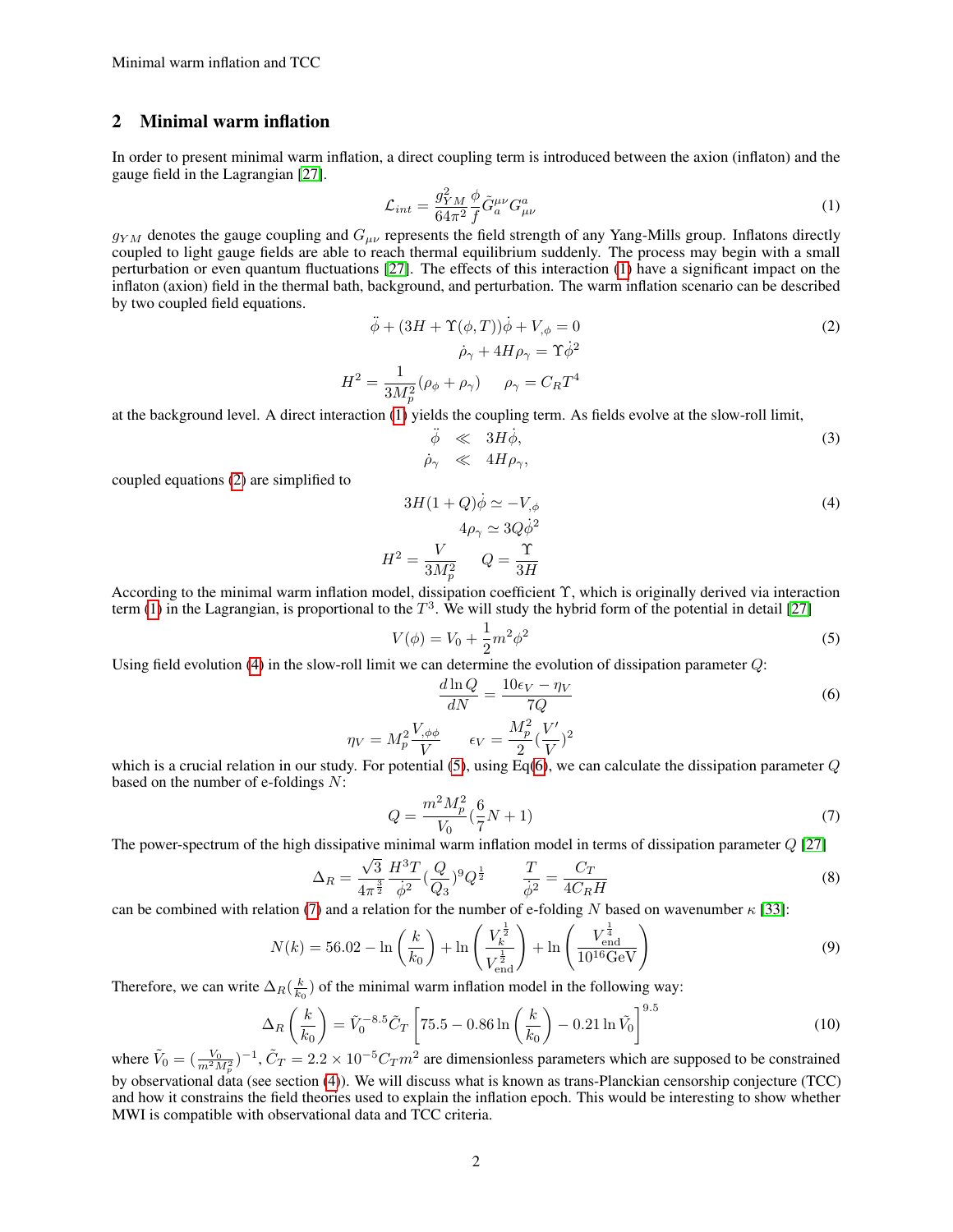## 2 Minimal warm inflation

In order to present minimal warm inflation, a direct coupling term is introduced between the axion (inflaton) and the gauge field in the Lagrangian [27].

$$\mathcal{L}_{int} = \frac{g_{YM}^2}{64\pi^2}\frac{\phi}{f}\tilde{G}_a^{\mu\nu}G_{\mu\nu}^a \tag{1}$$

$g_{YM}$ denotes the gauge coupling and $G_{\mu\nu}$ represents the field strength of any Yang-Mills group. Inflatons directly coupled to light gauge fields are able to reach thermal equilibrium suddenly. The process may begin with a small perturbation or even quantum fluctuations [27]. The effects of this interaction (1) have a significant impact on the inflaton (axion) field in the thermal bath, background, and perturbation. The warm inflation scenario can be described by two coupled field equations.

$$\begin{aligned} &\ddot{\phi} + (3H + \Upsilon(\phi, T))\dot{\phi} + V_{,\phi} = 0 \\ &\dot{\rho}_\gamma + 4H\rho_\gamma = \Upsilon\dot{\phi}^2 \\ &H^2 = \frac{1}{3M_p^2}(\rho_\phi + \rho_\gamma) \qquad \rho_\gamma = C_R T^4 \end{aligned} \tag{2}$$

at the background level. A direct interaction (1) yields the coupling term. As fields evolve at the slow-roll limit,

$$\begin{aligned} \ddot{\phi} &\ll 3H\dot{\phi}, \\ \dot{\rho}_\gamma &\ll 4H\rho_\gamma, \end{aligned} \tag{3}$$

coupled equations (2) are simplified to

$$\begin{aligned} &3H(1+Q)\dot{\phi} \simeq -V_{,\phi} \\ &4\rho_\gamma \simeq 3Q\dot{\phi}^2 \\ &H^2 = \frac{V}{3M_p^2} \qquad Q = \frac{\Upsilon}{3H} \end{aligned} \tag{4}$$

According to the minimal warm inflation model, dissipation coefficient $\Upsilon$, which is originally derived via interaction term (1) in the Lagrangian, is proportional to the $T^3$. We will study the hybrid form of the potential in detail [27]

$$V(\phi) = V_0 + \frac{1}{2}m^2\phi^2 \tag{5}$$

Using field evolution (4) in the slow-roll limit we can determine the evolution of dissipation parameter $Q$:

$$\begin{aligned} &\frac{d\ln Q}{dN} = \frac{10\epsilon_V - \eta_V}{7Q} \\ &\eta_V = M_p^2\frac{V_{,\phi\phi}}{V} \qquad \epsilon_V = \frac{M_p^2}{2}\left(\frac{V'}{V}\right)^2 \end{aligned} \tag{6}$$

which is a crucial relation in our study. For potential (5), using Eq(6), we can calculate the dissipation parameter $Q$ based on the number of e-foldings $N$:

$$Q = \frac{m^2M_p^2}{V_0}\left(\frac{6}{7}N + 1\right) \tag{7}$$

The power-spectrum of the high dissipative minimal warm inflation model in terms of dissipation parameter $Q$ [27]

$$\Delta_R = \frac{\sqrt{3}}{4\pi^{\frac{3}{2}}}\frac{H^3T}{\dot{\phi}^2}\left(\frac{Q}{Q_3}\right)^9 Q^{\frac{1}{2}} \qquad \frac{T}{\dot{\phi}^2} = \frac{C_T}{4C_RH} \tag{8}$$

can be combined with relation (7) and a relation for the number of e-folding $N$ based on wavenumber $\kappa$ [33]:

$$N(k) = 56.02 - \ln\left(\frac{k}{k_0}\right) + \ln\left(\frac{V_k^{\frac{1}{2}}}{V_{\text{end}}^{\frac{1}{2}}}\right) + \ln\left(\frac{V_{\text{end}}^{\frac{1}{4}}}{10^{16}\text{GeV}}\right) \tag{9}$$

Therefore, we can write $\Delta_R(\frac{k}{k_0})$ of the minimal warm inflation model in the following way:

$$\Delta_R\left(\frac{k}{k_0}\right) = \tilde{V}_0^{-8.5}\tilde{C}_T\left[75.5 - 0.86\ln\left(\frac{k}{k_0}\right) - 0.21\ln\tilde{V}_0\right]^{9.5} \tag{10}$$

where $\tilde{V}_0 = (\frac{V_0}{m^2M_p^2})^{-1}$, $\tilde{C}_T = 2.2\times10^{-5}C_Tm^2$ are dimensionless parameters which are supposed to be constrained by observational data (see section (4)). We will discuss what is known as trans-Planckian censorship conjecture (TCC) and how it constrains the field theories used to explain the inflation epoch. This would be interesting to show whether MWI is compatible with observational data and TCC criteria.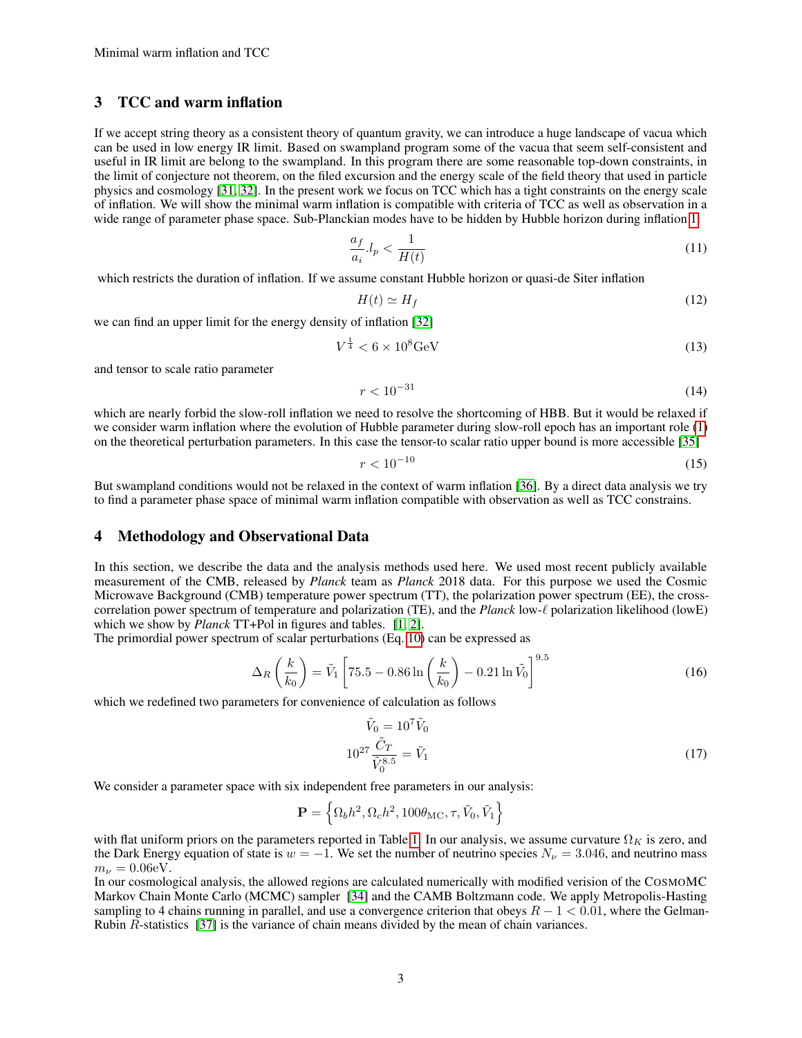## 3 TCC and warm inflation

If we accept string theory as a consistent theory of quantum gravity, we can introduce a huge landscape of vacua which can be used in low energy IR limit. Based on swampland program some of the vacua that seem self-consistent and useful in IR limit are belong to the swampland. In this program there are some reasonable top-down constraints, in the limit of conjecture not theorem, on the filed excursion and the energy scale of the field theory that used in particle physics and cosmology [31, 32]. In the present work we focus on TCC which has a tight constraints on the energy scale of inflation. We will show the minimal warm inflation is compatible with criteria of TCC as well as observation in a wide range of parameter phase space. Sub-Planckian modes have to be hidden by Hubble horizon during inflation 1:

$$\frac{a_f}{a_i}.l_p < \frac{1}{H(t)} \tag{11}$$

which restricts the duration of inflation. If we assume constant Hubble horizon or quasi-de Siter inflation

$$H(t) \simeq H_f \tag{12}$$

we can find an upper limit for the energy density of inflation [32]

$$V^{\frac{1}{4}} < 6 \times 10^8 \text{GeV} \tag{13}$$

and tensor to scale ratio parameter

$$r < 10^{-31} \tag{14}$$

which are nearly forbid the slow-roll inflation we need to resolve the shortcoming of HBB. But it would be relaxed if we consider warm inflation where the evolution of Hubble parameter during slow-roll epoch has an important role (1) on the theoretical perturbation parameters. In this case the tensor-to scalar ratio upper bound is more accessible [35]

$$r < 10^{-10} \tag{15}$$

But swampland conditions would not be relaxed in the context of warm inflation [36]. By a direct data analysis we try to find a parameter phase space of minimal warm inflation compatible with observation as well as TCC constrains.

## 4 Methodology and Observational Data

In this section, we describe the data and the analysis methods used here. We used most recent publicly available measurement of the CMB, released by *Planck* team as *Planck* 2018 data. For this purpose we used the Cosmic Microwave Background (CMB) temperature power spectrum (TT), the polarization power spectrum (EE), the cross-correlation power spectrum of temperature and polarization (TE), and the *Planck* low-$\ell$ polarization likelihood (lowE) which we show by *Planck* TT+Pol in figures and tables. [1, 2].

The primordial power spectrum of scalar perturbations (Eq. 10) can be expressed as

$$\Delta_R\left(\frac{k}{k_0}\right) = \tilde{V}_1\left[75.5 - 0.86\ln\left(\frac{k}{k_0}\right) - 0.21\ln\tilde{V}_0\right]^{9.5} \tag{16}$$

which we redefined two parameters for convenience of calculation as follows

$$\begin{aligned}\tilde{V}_0 &= 10^7\tilde{V}_0 \\ 10^{27}\frac{\tilde{C}_T}{\tilde{V}_0^{8.5}} &= \tilde{V}_1\end{aligned} \tag{17}$$

We consider a parameter space with six independent free parameters in our analysis:

$$\mathbf{P} = \left\{\Omega_b h^2, \Omega_c h^2, 100\theta_{\rm MC}, \tau, \tilde{V}_0, \tilde{V}_1\right\}$$

with flat uniform priors on the parameters reported in Table 1. In our analysis, we assume curvature $\Omega_K$ is zero, and the Dark Energy equation of state is $w = -1$. We set the number of neutrino species $N_\nu = 3.046$, and neutrino mass $m_\nu = 0.06\text{eV}$.

In our cosmological analysis, the allowed regions are calculated numerically with modified verision of the CosmoMC Markov Chain Monte Carlo (MCMC) sampler [34] and the CAMB Boltzmann code. We apply Metropolis-Hasting sampling to 4 chains running in parallel, and use a convergence criterion that obeys $R - 1 < 0.01$, where the Gelman-Rubin $R$-statistics [37] is the variance of chain means divided by the mean of chain variances.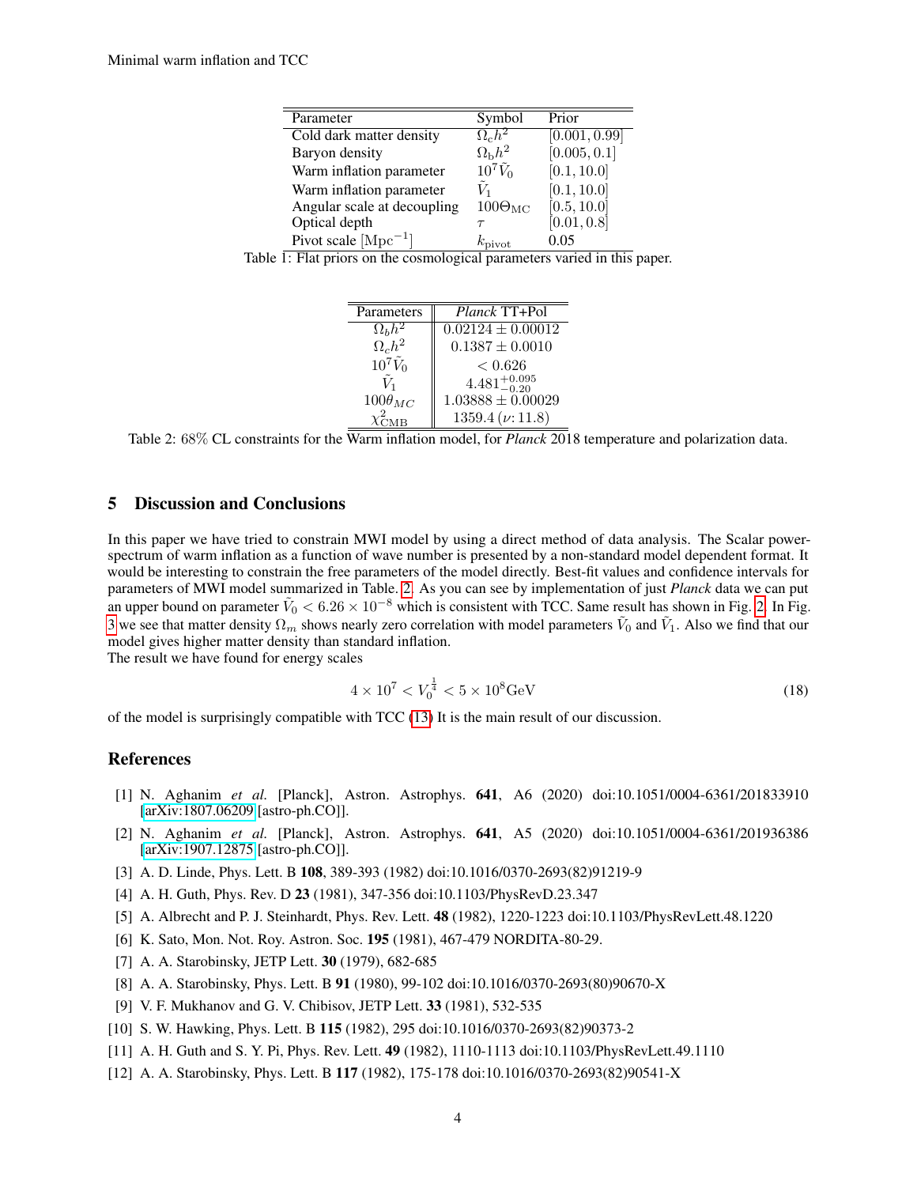| Parameter | Symbol | Prior |
|---|---|---|
| Cold dark matter density | $\Omega_c h^2$ | $[0.001, 0.99]$ |
| Baryon density | $\Omega_b h^2$ | $[0.005, 0.1]$ |
| Warm inflation parameter | $10^7 \tilde{V}_0$ | $[0.1, 10.0]$ |
| Warm inflation parameter | $\tilde{V}_1$ | $[0.1, 10.0]$ |
| Angular scale at decoupling | $100\Theta_{\rm MC}$ | $[0.5, 10.0]$ |
| Optical depth | $\tau$ | $[0.01, 0.8]$ |
| Pivot scale $[\mathrm{Mpc}^{-1}]$ | $k_{\rm pivot}$ | 0.05 |

Table 1: Flat priors on the cosmological parameters varied in this paper.

| Parameters | *Planck* TT+Pol |
|---|---|
| $\Omega_b h^2$ | $0.02124 \pm 0.00012$ |
| $\Omega_c h^2$ | $0.1387 \pm 0.0010$ |
| $10^7 \tilde{V}_0$ | $< 0.626$ |
| $\tilde{V}_1$ | $4.481^{+0.095}_{-0.20}$ |
| $100\theta_{MC}$ | $1.03888 \pm 0.00029$ |
| $\chi^2_{\rm CMB}$ | $1359.4\,(\nu{:}\,11.8)$ |

Table 2: 68% CL constraints for the Warm inflation model, for *Planck* 2018 temperature and polarization data.

## 5 Discussion and Conclusions

In this paper we have tried to constrain MWI model by using a direct method of data analysis. The Scalar power-spectrum of warm inflation as a function of wave number is presented by a non-standard model dependent format. It would be interesting to constrain the free parameters of the model directly. Best-fit values and confidence intervals for parameters of MWI model summarized in Table. 2. As you can see by implementation of just *Planck* data we can put an upper bound on parameter $\tilde{V}_0 < 6.26 \times 10^{-8}$ which is consistent with TCC. Same result has shown in Fig. 2. In Fig. 3 we see that matter density $\Omega_m$ shows nearly zero correlation with model parameters $\tilde{V}_0$ and $\tilde{V}_1$. Also we find that our model gives higher matter density than standard inflation.
The result we have found for energy scales

$$4 \times 10^7 < V_0^{\frac{1}{4}} < 5 \times 10^8 \mathrm{GeV} \tag{18}$$

of the model is surprisingly compatible with TCC (13) It is the main result of our discussion.

## References

[1] N. Aghanim *et al.* [Planck], Astron. Astrophys. **641**, A6 (2020) doi:10.1051/0004-6361/201833910 [arXiv:1807.06209 [astro-ph.CO]].

[2] N. Aghanim *et al.* [Planck], Astron. Astrophys. **641**, A5 (2020) doi:10.1051/0004-6361/201936386 [arXiv:1907.12875 [astro-ph.CO]].

[3] A. D. Linde, Phys. Lett. B **108**, 389-393 (1982) doi:10.1016/0370-2693(82)91219-9

[4] A. H. Guth, Phys. Rev. D **23** (1981), 347-356 doi:10.1103/PhysRevD.23.347

[5] A. Albrecht and P. J. Steinhardt, Phys. Rev. Lett. **48** (1982), 1220-1223 doi:10.1103/PhysRevLett.48.1220

[6] K. Sato, Mon. Not. Roy. Astron. Soc. **195** (1981), 467-479 NORDITA-80-29.

[7] A. A. Starobinsky, JETP Lett. **30** (1979), 682-685

[8] A. A. Starobinsky, Phys. Lett. B **91** (1980), 99-102 doi:10.1016/0370-2693(80)90670-X

[9] V. F. Mukhanov and G. V. Chibisov, JETP Lett. **33** (1981), 532-535

[10] S. W. Hawking, Phys. Lett. B **115** (1982), 295 doi:10.1016/0370-2693(82)90373-2

[11] A. H. Guth and S. Y. Pi, Phys. Rev. Lett. **49** (1982), 1110-1113 doi:10.1103/PhysRevLett.49.1110

[12] A. A. Starobinsky, Phys. Lett. B **117** (1982), 175-178 doi:10.1016/0370-2693(82)90541-X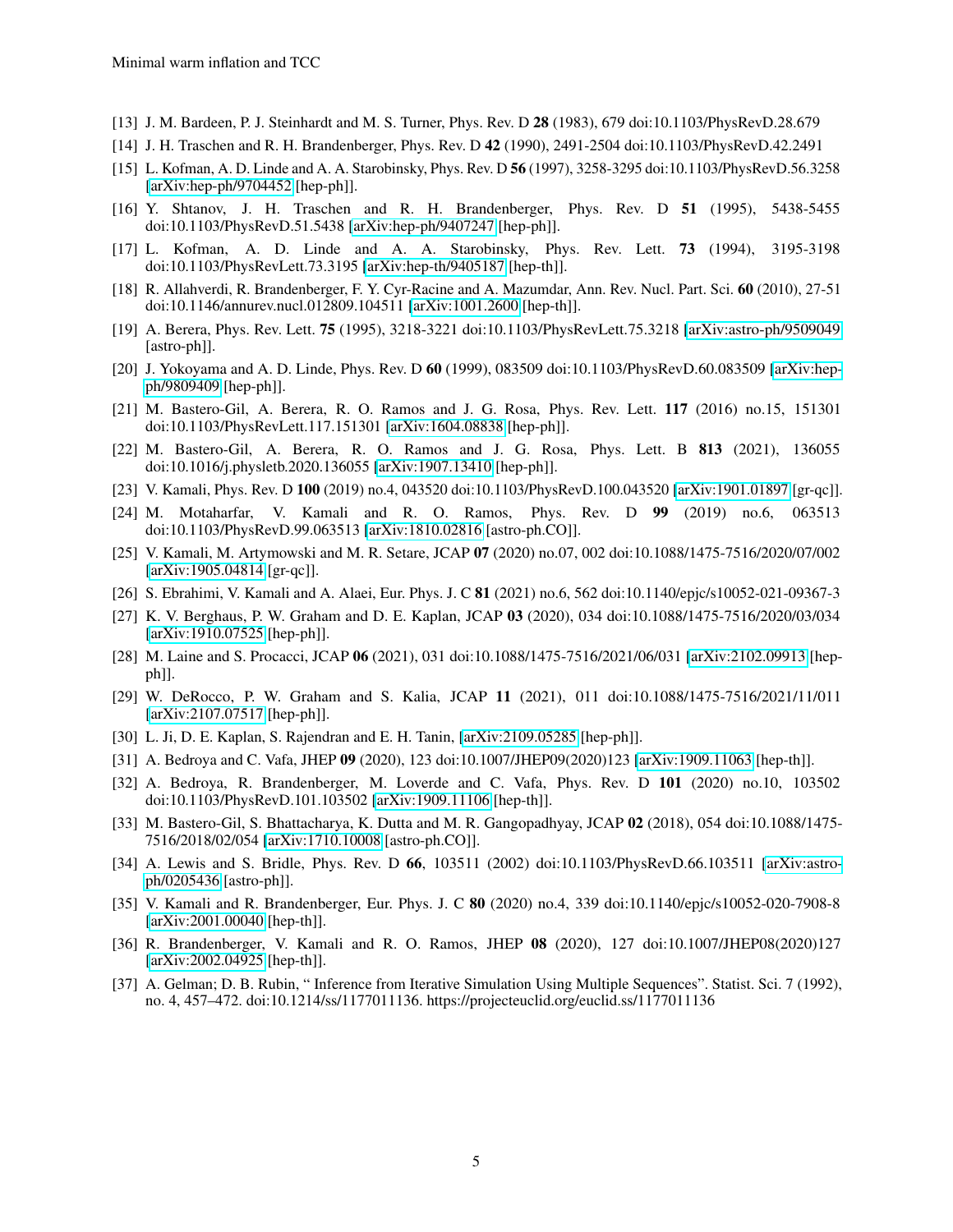[13] J. M. Bardeen, P. J. Steinhardt and M. S. Turner, Phys. Rev. D **28** (1983), 679 doi:10.1103/PhysRevD.28.679

[14] J. H. Traschen and R. H. Brandenberger, Phys. Rev. D **42** (1990), 2491-2504 doi:10.1103/PhysRevD.42.2491

[15] L. Kofman, A. D. Linde and A. A. Starobinsky, Phys. Rev. D **56** (1997), 3258-3295 doi:10.1103/PhysRevD.56.3258 [arXiv:hep-ph/9704452 [hep-ph]].

[16] Y. Shtanov, J. H. Traschen and R. H. Brandenberger, Phys. Rev. D **51** (1995), 5438-5455 doi:10.1103/PhysRevD.51.5438 [arXiv:hep-ph/9407247 [hep-ph]].

[17] L. Kofman, A. D. Linde and A. A. Starobinsky, Phys. Rev. Lett. **73** (1994), 3195-3198 doi:10.1103/PhysRevLett.73.3195 [arXiv:hep-th/9405187 [hep-th]].

[18] R. Allahverdi, R. Brandenberger, F. Y. Cyr-Racine and A. Mazumdar, Ann. Rev. Nucl. Part. Sci. **60** (2010), 27-51 doi:10.1146/annurev.nucl.012809.104511 [arXiv:1001.2600 [hep-th]].

[19] A. Berera, Phys. Rev. Lett. **75** (1995), 3218-3221 doi:10.1103/PhysRevLett.75.3218 [arXiv:astro-ph/9509049 [astro-ph]].

[20] J. Yokoyama and A. D. Linde, Phys. Rev. D **60** (1999), 083509 doi:10.1103/PhysRevD.60.083509 [arXiv:hep-ph/9809409 [hep-ph]].

[21] M. Bastero-Gil, A. Berera, R. O. Ramos and J. G. Rosa, Phys. Rev. Lett. **117** (2016) no.15, 151301 doi:10.1103/PhysRevLett.117.151301 [arXiv:1604.08838 [hep-ph]].

[22] M. Bastero-Gil, A. Berera, R. O. Ramos and J. G. Rosa, Phys. Lett. B **813** (2021), 136055 doi:10.1016/j.physletb.2020.136055 [arXiv:1907.13410 [hep-ph]].

[23] V. Kamali, Phys. Rev. D **100** (2019) no.4, 043520 doi:10.1103/PhysRevD.100.043520 [arXiv:1901.01897 [gr-qc]].

[24] M. Motaharfar, V. Kamali and R. O. Ramos, Phys. Rev. D **99** (2019) no.6, 063513 doi:10.1103/PhysRevD.99.063513 [arXiv:1810.02816 [astro-ph.CO]].

[25] V. Kamali, M. Artymowski and M. R. Setare, JCAP **07** (2020) no.07, 002 doi:10.1088/1475-7516/2020/07/002 [arXiv:1905.04814 [gr-qc]].

[26] S. Ebrahimi, V. Kamali and A. Alaei, Eur. Phys. J. C **81** (2021) no.6, 562 doi:10.1140/epjc/s10052-021-09367-3

[27] K. V. Berghaus, P. W. Graham and D. E. Kaplan, JCAP **03** (2020), 034 doi:10.1088/1475-7516/2020/03/034 [arXiv:1910.07525 [hep-ph]].

[28] M. Laine and S. Procacci, JCAP **06** (2021), 031 doi:10.1088/1475-7516/2021/06/031 [arXiv:2102.09913 [hep-ph]].

[29] W. DeRocco, P. W. Graham and S. Kalia, JCAP **11** (2021), 011 doi:10.1088/1475-7516/2021/11/011 [arXiv:2107.07517 [hep-ph]].

[30] L. Ji, D. E. Kaplan, S. Rajendran and E. H. Tanin, [arXiv:2109.05285 [hep-ph]].

[31] A. Bedroya and C. Vafa, JHEP **09** (2020), 123 doi:10.1007/JHEP09(2020)123 [arXiv:1909.11063 [hep-th]].

[32] A. Bedroya, R. Brandenberger, M. Loverde and C. Vafa, Phys. Rev. D **101** (2020) no.10, 103502 doi:10.1103/PhysRevD.101.103502 [arXiv:1909.11106 [hep-th]].

[33] M. Bastero-Gil, S. Bhattacharya, K. Dutta and M. R. Gangopadhyay, JCAP **02** (2018), 054 doi:10.1088/1475-7516/2018/02/054 [arXiv:1710.10008 [astro-ph.CO]].

[34] A. Lewis and S. Bridle, Phys. Rev. D **66**, 103511 (2002) doi:10.1103/PhysRevD.66.103511 [arXiv:astro-ph/0205436 [astro-ph]].

[35] V. Kamali and R. Brandenberger, Eur. Phys. J. C **80** (2020) no.4, 339 doi:10.1140/epjc/s10052-020-7908-8 [arXiv:2001.00040 [hep-th]].

[36] R. Brandenberger, V. Kamali and R. O. Ramos, JHEP **08** (2020), 127 doi:10.1007/JHEP08(2020)127 [arXiv:2002.04925 [hep-th]].

[37] A. Gelman; D. B. Rubin, " Inference from Iterative Simulation Using Multiple Sequences". Statist. Sci. 7 (1992), no. 4, 457–472. doi:10.1214/ss/1177011136. https://projecteuclid.org/euclid.ss/1177011136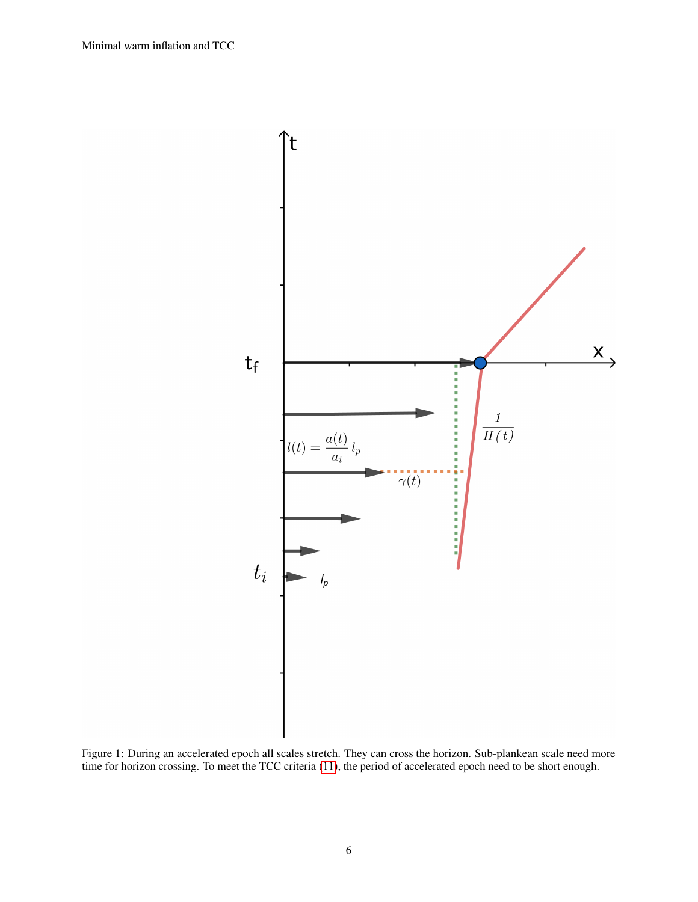Figure 1: During an accelerated epoch all scales stretch. They can cross the horizon. Sub-plankean scale need more time for horizon crossing. To meet the TCC criteria (11), the period of accelerated epoch need to be short enough.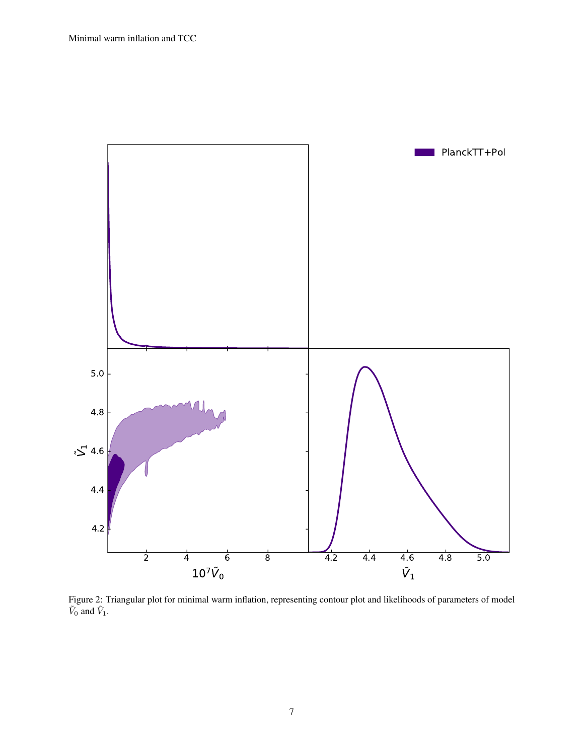Figure 2: Triangular plot for minimal warm inflation, representing contour plot and likelihoods of parameters of model $\tilde{V}_0$ and $\tilde{V}_1$.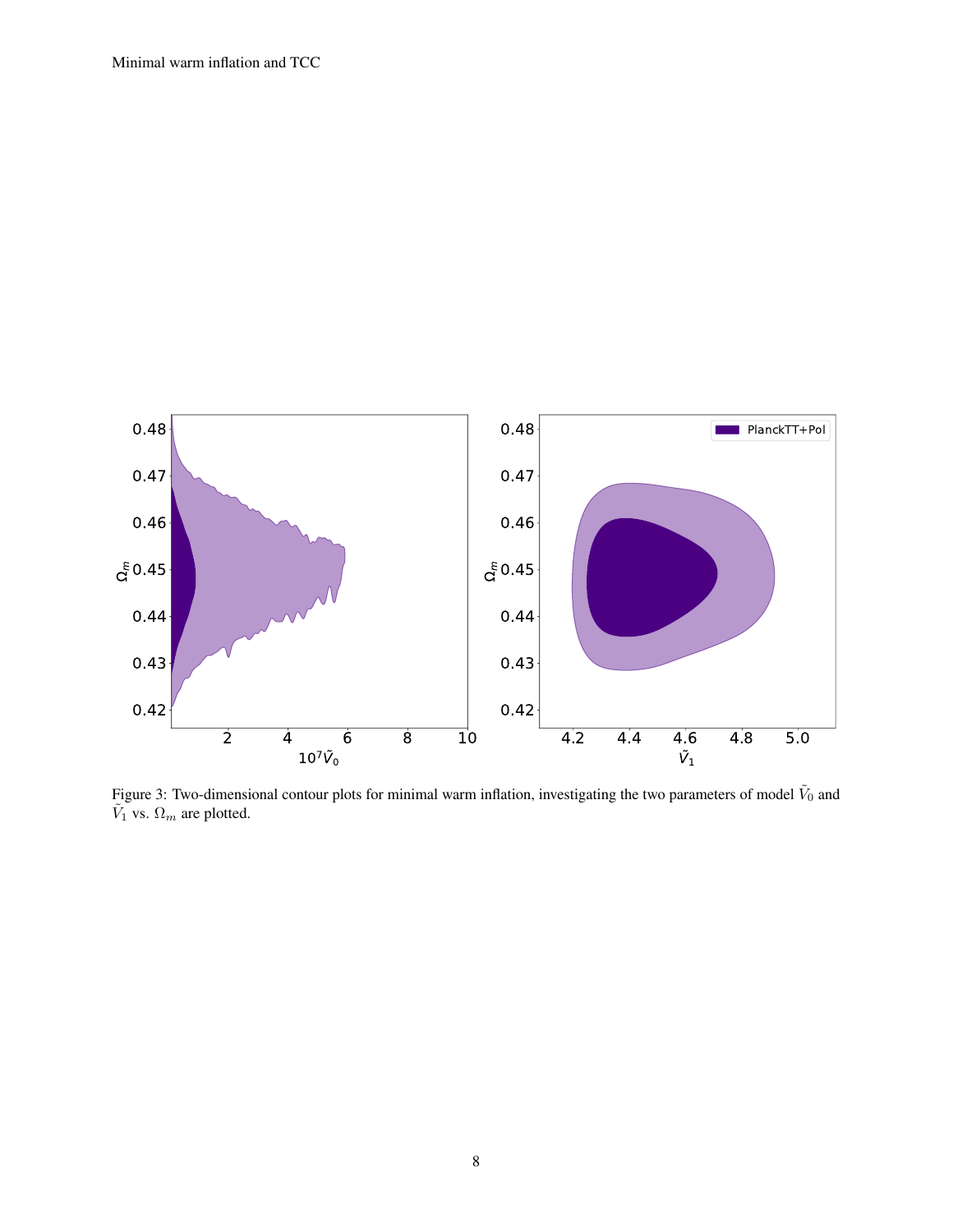Figure 3: Two-dimensional contour plots for minimal warm inflation, investigating the two parameters of model $\tilde{V}_0$ and $\tilde{V}_1$ vs. $\Omega_m$ are plotted.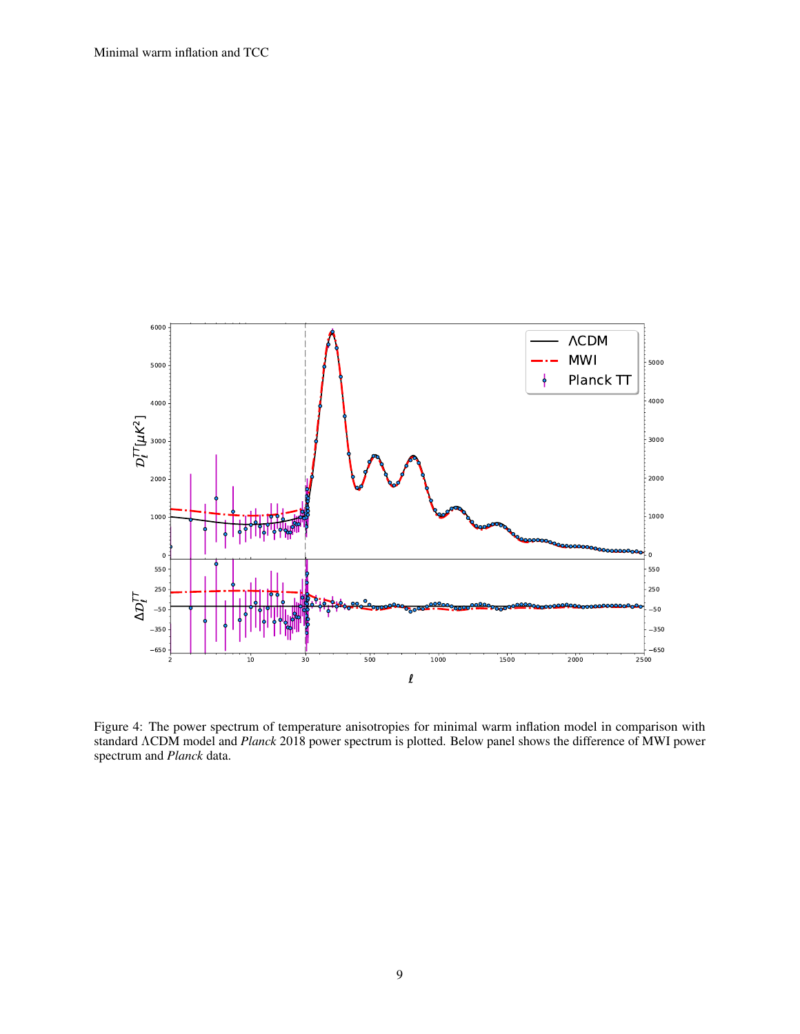$\Lambda$CDM

MWI

Planck TT

$\mathcal{D}_\ell^{TT}[\mu K^2]$

6000
5000
4000
3000
2000
1000
0

$\Delta\mathcal{D}_\ell^{TT}$

550
250
−50
−350
−650

2
10
30
500
1000
1500
2000
2500

$\ell$

Figure 4: The power spectrum of temperature anisotropies for minimal warm inflation model in comparison with standard $\Lambda$CDM model and *Planck* 2018 power spectrum is plotted. Below panel shows the difference of MWI power spectrum and *Planck* data.